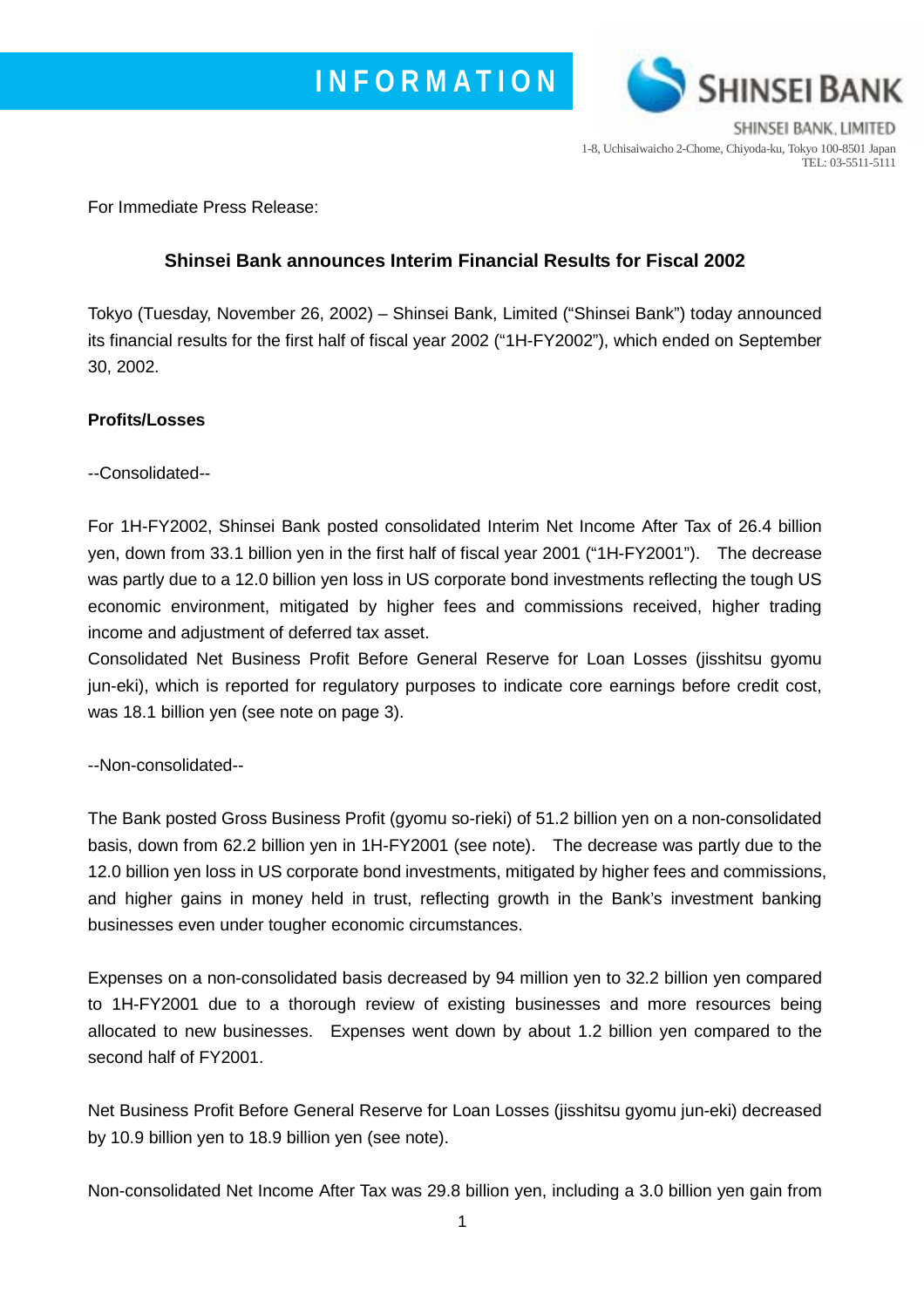INFORMATION

SHINSEI BANK

SHINSEI BANK, LIMITED
1-8, Uchisaiwaicho 2-Chome, Chiyoda-ku, Tokyo 100-8501 Japan
TEL: 03-5511-5111

For Immediate Press Release:

## Shinsei Bank announces Interim Financial Results for Fiscal 2002

Tokyo (Tuesday, November 26, 2002) – Shinsei Bank, Limited ("Shinsei Bank") today announced its financial results for the first half of fiscal year 2002 ("1H-FY2002"), which ended on September 30, 2002.

**Profits/Losses**

--Consolidated--

For 1H-FY2002, Shinsei Bank posted consolidated Interim Net Income After Tax of 26.4 billion yen, down from 33.1 billion yen in the first half of fiscal year 2001 ("1H-FY2001"). The decrease was partly due to a 12.0 billion yen loss in US corporate bond investments reflecting the tough US economic environment, mitigated by higher fees and commissions received, higher trading income and adjustment of deferred tax asset.
Consolidated Net Business Profit Before General Reserve for Loan Losses (jisshitsu gyomu jun-eki), which is reported for regulatory purposes to indicate core earnings before credit cost, was 18.1 billion yen (see note on page 3).

--Non-consolidated--

The Bank posted Gross Business Profit (gyomu so-rieki) of 51.2 billion yen on a non-consolidated basis, down from 62.2 billion yen in 1H-FY2001 (see note). The decrease was partly due to the 12.0 billion yen loss in US corporate bond investments, mitigated by higher fees and commissions, and higher gains in money held in trust, reflecting growth in the Bank's investment banking businesses even under tougher economic circumstances.

Expenses on a non-consolidated basis decreased by 94 million yen to 32.2 billion yen compared to 1H-FY2001 due to a thorough review of existing businesses and more resources being allocated to new businesses. Expenses went down by about 1.2 billion yen compared to the second half of FY2001.

Net Business Profit Before General Reserve for Loan Losses (jisshitsu gyomu jun-eki) decreased by 10.9 billion yen to 18.9 billion yen (see note).

Non-consolidated Net Income After Tax was 29.8 billion yen, including a 3.0 billion yen gain from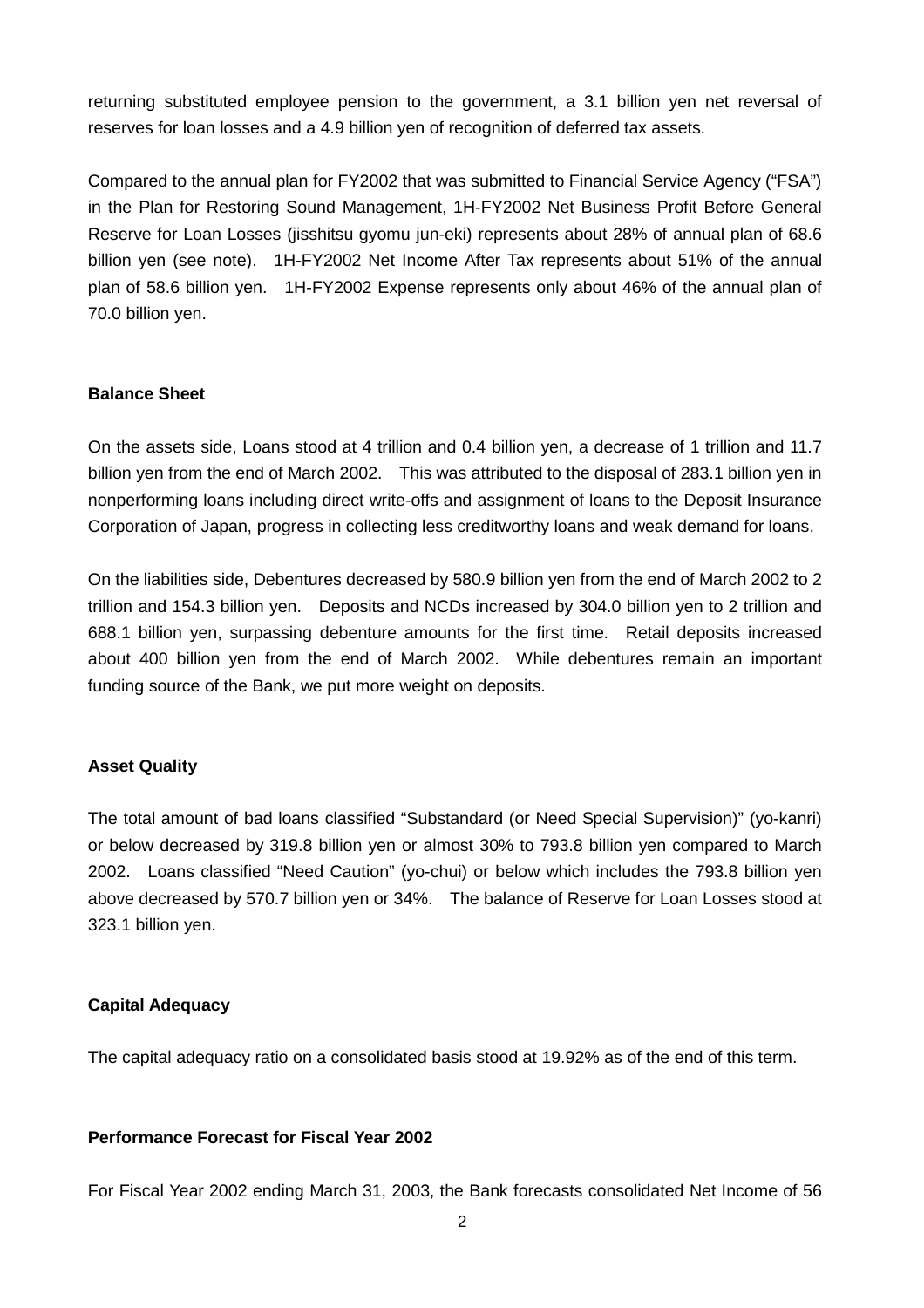returning substituted employee pension to the government, a 3.1 billion yen net reversal of reserves for loan losses and a 4.9 billion yen of recognition of deferred tax assets.

Compared to the annual plan for FY2002 that was submitted to Financial Service Agency (“FSA”) in the Plan for Restoring Sound Management, 1H-FY2002 Net Business Profit Before General Reserve for Loan Losses (jisshitsu gyomu jun-eki) represents about 28% of annual plan of 68.6 billion yen (see note). 1H-FY2002 Net Income After Tax represents about 51% of the annual plan of 58.6 billion yen. 1H-FY2002 Expense represents only about 46% of the annual plan of 70.0 billion yen.

**Balance Sheet**

On the assets side, Loans stood at 4 trillion and 0.4 billion yen, a decrease of 1 trillion and 11.7 billion yen from the end of March 2002. This was attributed to the disposal of 283.1 billion yen in nonperforming loans including direct write-offs and assignment of loans to the Deposit Insurance Corporation of Japan, progress in collecting less creditworthy loans and weak demand for loans.

On the liabilities side, Debentures decreased by 580.9 billion yen from the end of March 2002 to 2 trillion and 154.3 billion yen. Deposits and NCDs increased by 304.0 billion yen to 2 trillion and 688.1 billion yen, surpassing debenture amounts for the first time. Retail deposits increased about 400 billion yen from the end of March 2002. While debentures remain an important funding source of the Bank, we put more weight on deposits.

**Asset Quality**

The total amount of bad loans classified “Substandard (or Need Special Supervision)” (yo-kanri) or below decreased by 319.8 billion yen or almost 30% to 793.8 billion yen compared to March 2002. Loans classified “Need Caution” (yo-chui) or below which includes the 793.8 billion yen above decreased by 570.7 billion yen or 34%. The balance of Reserve for Loan Losses stood at 323.1 billion yen.

**Capital Adequacy**

The capital adequacy ratio on a consolidated basis stood at 19.92% as of the end of this term.

**Performance Forecast for Fiscal Year 2002**

For Fiscal Year 2002 ending March 31, 2003, the Bank forecasts consolidated Net Income of 56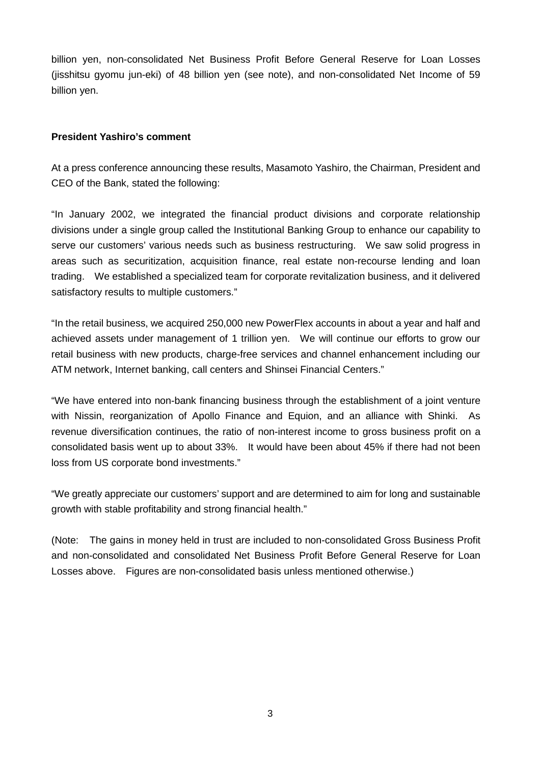billion yen, non-consolidated Net Business Profit Before General Reserve for Loan Losses (jisshitsu gyomu jun-eki) of 48 billion yen (see note), and non-consolidated Net Income of 59 billion yen.

**President Yashiro's comment**

At a press conference announcing these results, Masamoto Yashiro, the Chairman, President and CEO of the Bank, stated the following:

"In January 2002, we integrated the financial product divisions and corporate relationship divisions under a single group called the Institutional Banking Group to enhance our capability to serve our customers' various needs such as business restructuring. We saw solid progress in areas such as securitization, acquisition finance, real estate non-recourse lending and loan trading. We established a specialized team for corporate revitalization business, and it delivered satisfactory results to multiple customers."

"In the retail business, we acquired 250,000 new PowerFlex accounts in about a year and half and achieved assets under management of 1 trillion yen. We will continue our efforts to grow our retail business with new products, charge-free services and channel enhancement including our ATM network, Internet banking, call centers and Shinsei Financial Centers."

"We have entered into non-bank financing business through the establishment of a joint venture with Nissin, reorganization of Apollo Finance and Equion, and an alliance with Shinki. As revenue diversification continues, the ratio of non-interest income to gross business profit on a consolidated basis went up to about 33%. It would have been about 45% if there had not been loss from US corporate bond investments."

"We greatly appreciate our customers' support and are determined to aim for long and sustainable growth with stable profitability and strong financial health."

(Note: The gains in money held in trust are included to non-consolidated Gross Business Profit and non-consolidated and consolidated Net Business Profit Before General Reserve for Loan Losses above. Figures are non-consolidated basis unless mentioned otherwise.)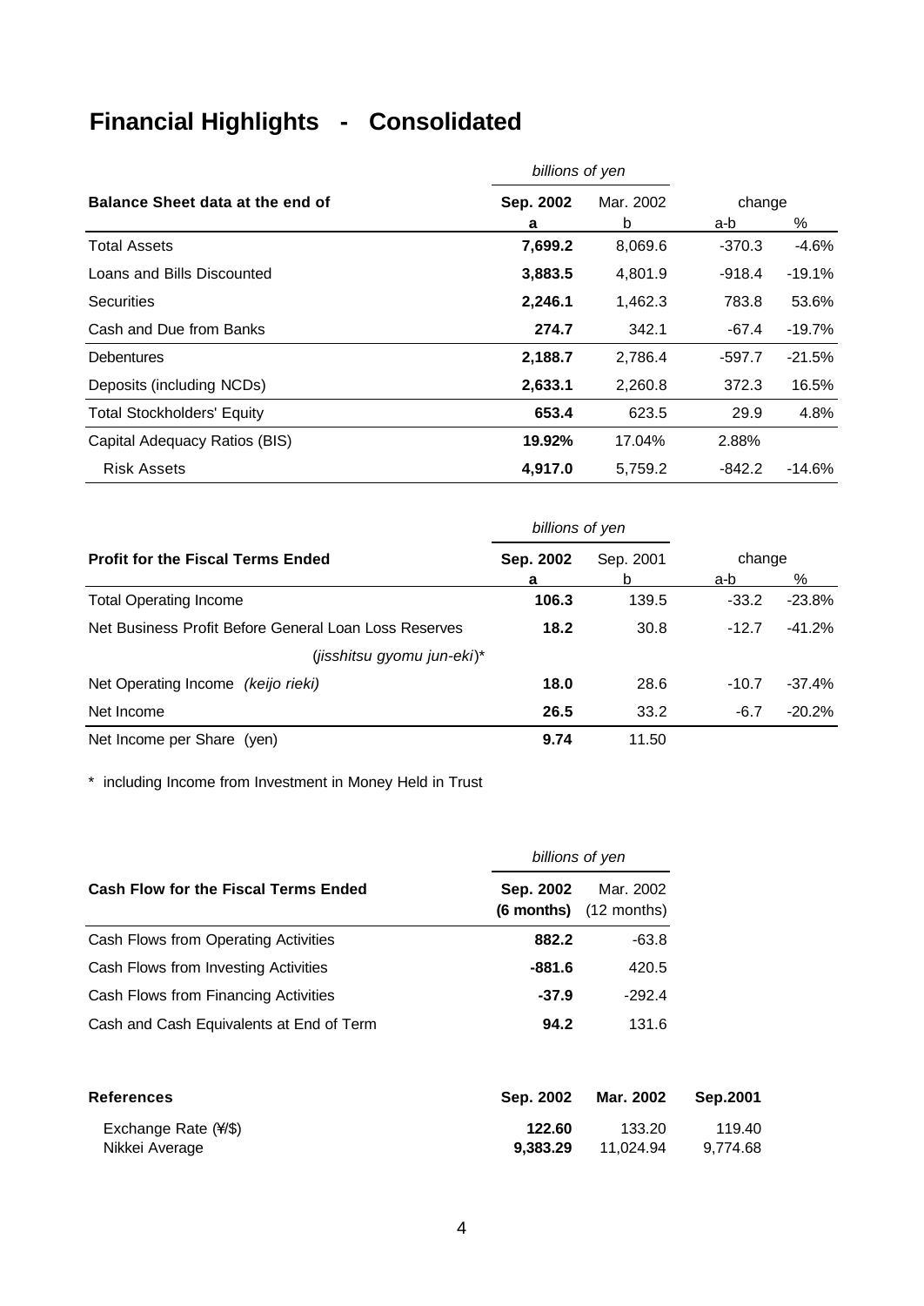# Financial Highlights - Consolidated

| Balance Sheet data at the end of | Sep. 2002 (billions of yen) | Mar. 2002 (billions of yen) | change | |
|---|---|---|---|---|
| | **a** | b | a-b | % |
| Total Assets | **7,699.2** | 8,069.6 | -370.3 | -4.6% |
| Loans and Bills Discounted | **3,883.5** | 4,801.9 | -918.4 | -19.1% |
| Securities | **2,246.1** | 1,462.3 | 783.8 | 53.6% |
| Cash and Due from Banks | **274.7** | 342.1 | -67.4 | -19.7% |
| Debentures | **2,188.7** | 2,786.4 | -597.7 | -21.5% |
| Deposits (including NCDs) | **2,633.1** | 2,260.8 | 372.3 | 16.5% |
| Total Stockholders' Equity | **653.4** | 623.5 | 29.9 | 4.8% |
| Capital Adequacy Ratios (BIS) | **19.92%** | 17.04% | 2.88% | |
| Risk Assets | **4,917.0** | 5,759.2 | -842.2 | -14.6% |

| Profit for the Fiscal Terms Ended | Sep. 2002 (billions of yen) | Sep. 2001 (billions of yen) | change | |
|---|---|---|---|---|
| | **a** | b | a-b | % |
| Total Operating Income | **106.3** | 139.5 | -33.2 | -23.8% |
| Net Business Profit Before General Loan Loss Reserves (*jisshitsu gyomu jun-eki*)* | **18.2** | 30.8 | -12.7 | -41.2% |
| Net Operating Income (*keijo rieki*) | **18.0** | 28.6 | -10.7 | -37.4% |
| Net Income | **26.5** | 33.2 | -6.7 | -20.2% |
| Net Income per Share (yen) | **9.74** | 11.50 | | |

\* including Income from Investment in Money Held in Trust

| Cash Flow for the Fiscal Terms Ended | Sep. 2002 (6 months) (billions of yen) | Mar. 2002 (12 months) (billions of yen) |
|---|---|---|
| Cash Flows from Operating Activities | **882.2** | -63.8 |
| Cash Flows from Investing Activities | **-881.6** | 420.5 |
| Cash Flows from Financing Activities | **-37.9** | -292.4 |
| Cash and Cash Equivalents at End of Term | **94.2** | 131.6 |

| References | Sep. 2002 | Mar. 2002 | Sep.2001 |
|---|---|---|---|
| Exchange Rate (¥/$) | **122.60** | 133.20 | 119.40 |
| Nikkei Average | **9,383.29** | 11,024.94 | 9,774.68 |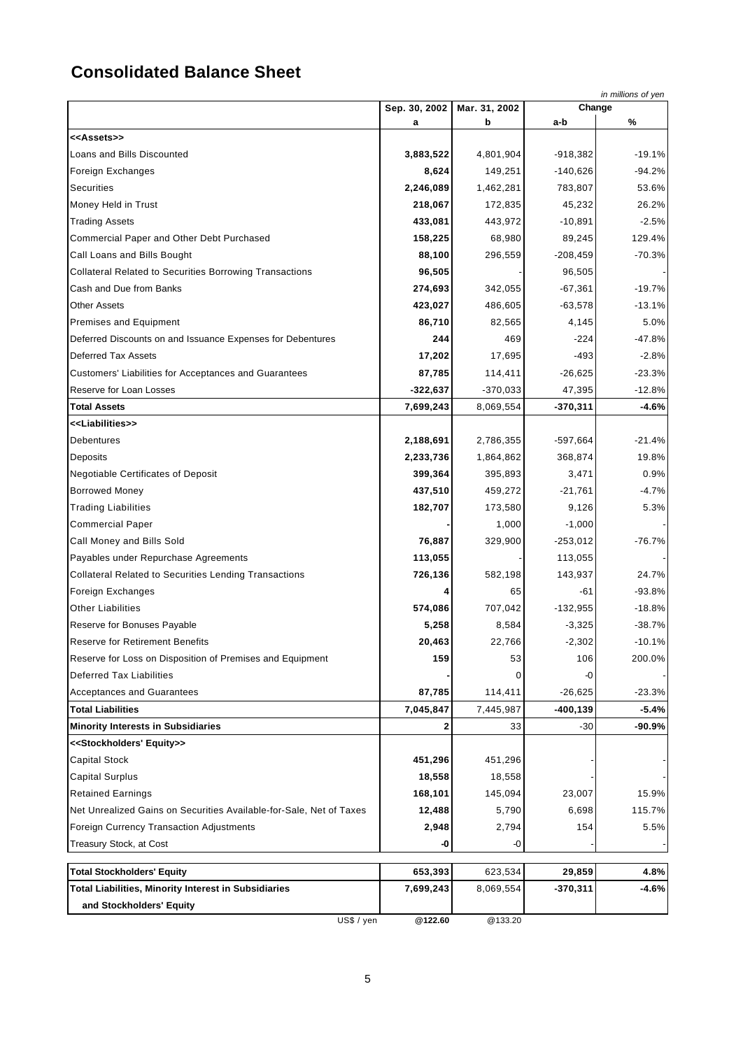# Consolidated Balance Sheet

*in millions of yen*

| | Sep. 30, 2002 | Mar. 31, 2002 | Change | |
|---|---|---|---|---|
| | a | b | a-b | % |
| <<Assets>> | | | | |
| Loans and Bills Discounted | **3,883,522** | 4,801,904 | -918,382 | -19.1% |
| Foreign Exchanges | **8,624** | 149,251 | -140,626 | -94.2% |
| Securities | **2,246,089** | 1,462,281 | 783,807 | 53.6% |
| Money Held in Trust | **218,067** | 172,835 | 45,232 | 26.2% |
| Trading Assets | **433,081** | 443,972 | -10,891 | -2.5% |
| Commercial Paper and Other Debt Purchased | **158,225** | 68,980 | 89,245 | 129.4% |
| Call Loans and Bills Bought | **88,100** | 296,559 | -208,459 | -70.3% |
| Collateral Related to Securities Borrowing Transactions | **96,505** | - | 96,505 | - |
| Cash and Due from Banks | **274,693** | 342,055 | -67,361 | -19.7% |
| Other Assets | **423,027** | 486,605 | -63,578 | -13.1% |
| Premises and Equipment | **86,710** | 82,565 | 4,145 | 5.0% |
| Deferred Discounts on and Issuance Expenses for Debentures | **244** | 469 | -224 | -47.8% |
| Deferred Tax Assets | **17,202** | 17,695 | -493 | -2.8% |
| Customers' Liabilities for Acceptances and Guarantees | **87,785** | 114,411 | -26,625 | -23.3% |
| Reserve for Loan Losses | **-322,637** | -370,033 | 47,395 | -12.8% |
| **Total Assets** | **7,699,243** | 8,069,554 | **-370,311** | **-4.6%** |
| <<Liabilities>> | | | | |
| Debentures | **2,188,691** | 2,786,355 | -597,664 | -21.4% |
| Deposits | **2,233,736** | 1,864,862 | 368,874 | 19.8% |
| Negotiable Certificates of Deposit | **399,364** | 395,893 | 3,471 | 0.9% |
| Borrowed Money | **437,510** | 459,272 | -21,761 | -4.7% |
| Trading Liabilities | **182,707** | 173,580 | 9,126 | 5.3% |
| Commercial Paper | **-** | 1,000 | -1,000 | - |
| Call Money and Bills Sold | **76,887** | 329,900 | -253,012 | -76.7% |
| Payables under Repurchase Agreements | **113,055** | - | 113,055 | - |
| Collateral Related to Securities Lending Transactions | **726,136** | 582,198 | 143,937 | 24.7% |
| Foreign Exchanges | **4** | 65 | -61 | -93.8% |
| Other Liabilities | **574,086** | 707,042 | -132,955 | -18.8% |
| Reserve for Bonuses Payable | **5,258** | 8,584 | -3,325 | -38.7% |
| Reserve for Retirement Benefits | **20,463** | 22,766 | -2,302 | -10.1% |
| Reserve for Loss on Disposition of Premises and Equipment | **159** | 53 | 106 | 200.0% |
| Deferred Tax Liabilities | **-** | 0 | -0 | - |
| Acceptances and Guarantees | **87,785** | 114,411 | -26,625 | -23.3% |
| **Total Liabilities** | **7,045,847** | 7,445,987 | **-400,139** | **-5.4%** |
| **Minority Interests in Subsidiaries** | **2** | 33 | -30 | **-90.9%** |
| <<Stockholders' Equity>> | | | | |
| Capital Stock | **451,296** | 451,296 | - | - |
| Capital Surplus | **18,558** | 18,558 | - | - |
| Retained Earnings | **168,101** | 145,094 | 23,007 | 15.9% |
| Net Unrealized Gains on Securities Available-for-Sale, Net of Taxes | **12,488** | 5,790 | 6,698 | 115.7% |
| Foreign Currency Transaction Adjustments | **2,948** | 2,794 | 154 | 5.5% |
| Treasury Stock, at Cost | **-0** | -0 | - | - |
| **Total Stockholders' Equity** | **653,393** | 623,534 | **29,859** | **4.8%** |
| **Total Liabilities, Minority Interest in Subsidiaries and Stockholders' Equity** | **7,699,243** | 8,069,554 | **-370,311** | **-4.6%** |
| US$ / yen | **@122.60** | @133.20 | | |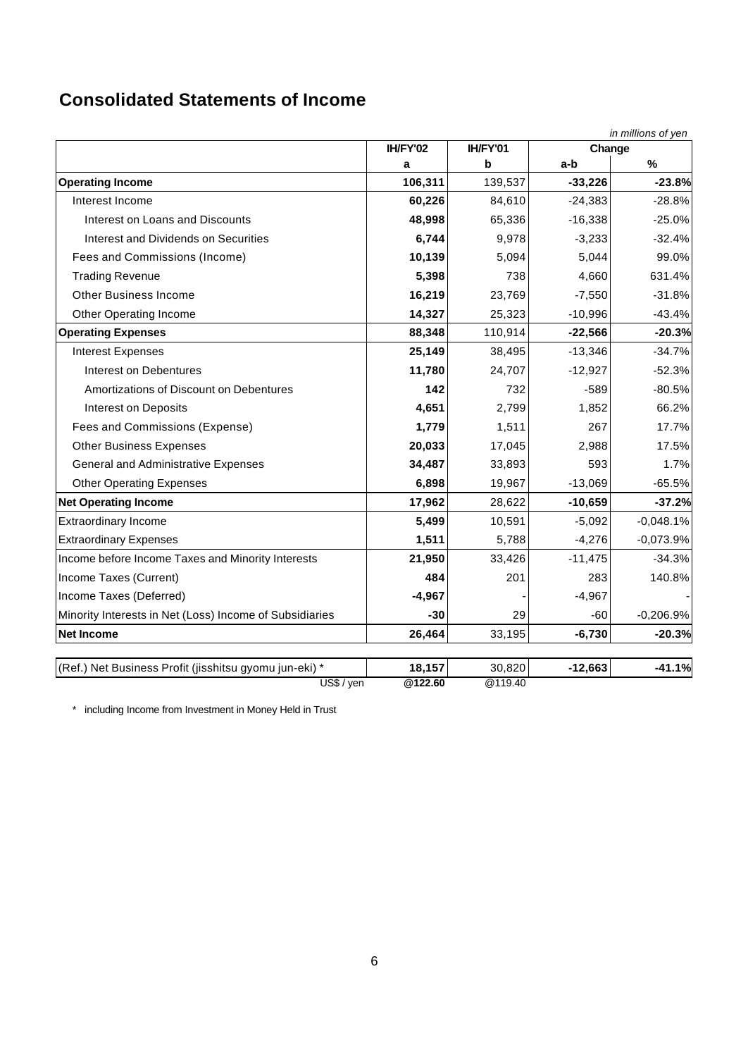## Consolidated Statements of Income

*in millions of yen*

| | IH/FY'02 | IH/FY'01 | Change | |
|---|---|---|---|---|
| | a | b | a-b | % |
| **Operating Income** | **106,311** | 139,537 | **-33,226** | **-23.8%** |
| Interest Income | **60,226** | 84,610 | -24,383 | -28.8% |
| Interest on Loans and Discounts | **48,998** | 65,336 | -16,338 | -25.0% |
| Interest and Dividends on Securities | **6,744** | 9,978 | -3,233 | -32.4% |
| Fees and Commissions (Income) | **10,139** | 5,094 | 5,044 | 99.0% |
| Trading Revenue | **5,398** | 738 | 4,660 | 631.4% |
| Other Business Income | **16,219** | 23,769 | -7,550 | -31.8% |
| Other Operating Income | **14,327** | 25,323 | -10,996 | -43.4% |
| **Operating Expenses** | **88,348** | 110,914 | **-22,566** | **-20.3%** |
| Interest Expenses | **25,149** | 38,495 | -13,346 | -34.7% |
| Interest on Debentures | **11,780** | 24,707 | -12,927 | -52.3% |
| Amortizations of Discount on Debentures | **142** | 732 | -589 | -80.5% |
| Interest on Deposits | **4,651** | 2,799 | 1,852 | 66.2% |
| Fees and Commissions (Expense) | **1,779** | 1,511 | 267 | 17.7% |
| Other Business Expenses | **20,033** | 17,045 | 2,988 | 17.5% |
| General and Administrative Expenses | **34,487** | 33,893 | 593 | 1.7% |
| Other Operating Expenses | **6,898** | 19,967 | -13,069 | -65.5% |
| **Net Operating Income** | **17,962** | 28,622 | **-10,659** | **-37.2%** |
| Extraordinary Income | **5,499** | 10,591 | -5,092 | -0,048.1% |
| Extraordinary Expenses | **1,511** | 5,788 | -4,276 | -0,073.9% |
| Income before Income Taxes and Minority Interests | **21,950** | 33,426 | -11,475 | -34.3% |
| Income Taxes (Current) | **484** | 201 | 283 | 140.8% |
| Income Taxes (Deferred) | **-4,967** | - | -4,967 | - |
| Minority Interests in Net (Loss) Income of Subsidiaries | **-30** | 29 | -60 | -0,206.9% |
| **Net Income** | **26,464** | 33,195 | **-6,730** | **-20.3%** |
| | | | | |
| (Ref.) Net Business Profit (jisshitsu gyomu jun-eki) * | **18,157** | 30,820 | **-12,663** | **-41.1%** |
| US$ / yen | **@122.60** | @119.40 | | |

* including Income from Investment in Money Held in Trust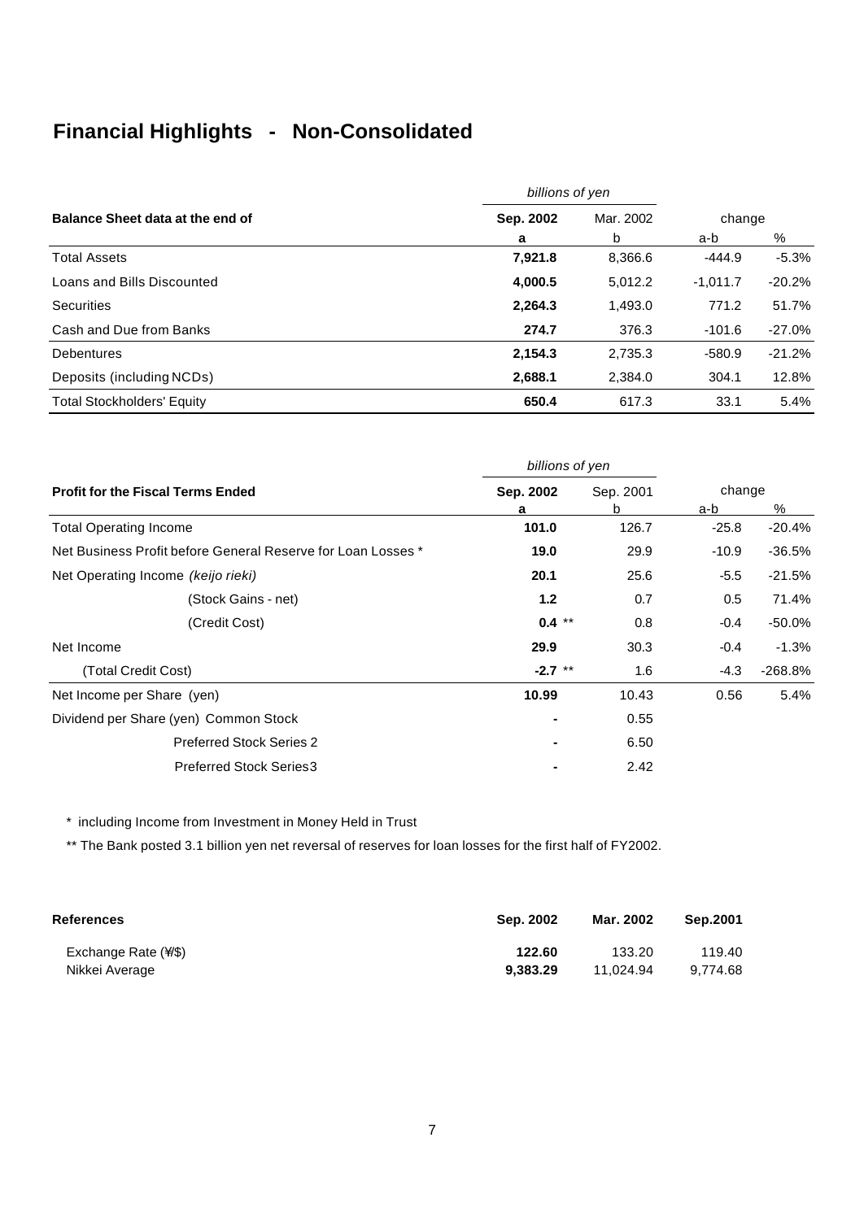# Financial Highlights - Non-Consolidated

| Balance Sheet data at the end of | Sep. 2002 | Mar. 2002 | change | |
|---|---|---|---|---|
| | *billions of yen* | | | |
| | a | b | a-b | % |
| Total Assets | **7,921.8** | 8,366.6 | -444.9 | -5.3% |
| Loans and Bills Discounted | **4,000.5** | 5,012.2 | -1,011.7 | -20.2% |
| Securities | **2,264.3** | 1,493.0 | 771.2 | 51.7% |
| Cash and Due from Banks | **274.7** | 376.3 | -101.6 | -27.0% |
| Debentures | **2,154.3** | 2,735.3 | -580.9 | -21.2% |
| Deposits (including NCDs) | **2,688.1** | 2,384.0 | 304.1 | 12.8% |
| Total Stockholders' Equity | **650.4** | 617.3 | 33.1 | 5.4% |

| Profit for the Fiscal Terms Ended | Sep. 2002 | Sep. 2001 | change | |
|---|---|---|---|---|
| | *billions of yen* | | | |
| | a | b | a-b | % |
| Total Operating Income | **101.0** | 126.7 | -25.8 | -20.4% |
| Net Business Profit before General Reserve for Loan Losses * | **19.0** | 29.9 | -10.9 | -36.5% |
| Net Operating Income *(keijo rieki)* | **20.1** | 25.6 | -5.5 | -21.5% |
| (Stock Gains - net) | **1.2** | 0.7 | 0.5 | 71.4% |
| (Credit Cost) | **0.4** ** | 0.8 | -0.4 | -50.0% |
| Net Income | **29.9** | 30.3 | -0.4 | -1.3% |
| (Total Credit Cost) | **-2.7** ** | 1.6 | -4.3 | -268.8% |
| Net Income per Share (yen) | **10.99** | 10.43 | 0.56 | 5.4% |
| Dividend per Share (yen) Common Stock | **-** | 0.55 | | |
| Preferred Stock Series 2 | **-** | 6.50 | | |
| Preferred Stock Series3 | **-** | 2.42 | | |

\* including Income from Investment in Money Held in Trust

** The Bank posted 3.1 billion yen net reversal of reserves for loan losses for the first half of FY2002.

| References | Sep. 2002 | Mar. 2002 | Sep.2001 |
|---|---|---|---|
| Exchange Rate (¥/$) | **122.60** | 133.20 | 119.40 |
| Nikkei Average | **9,383.29** | 11,024.94 | 9,774.68 |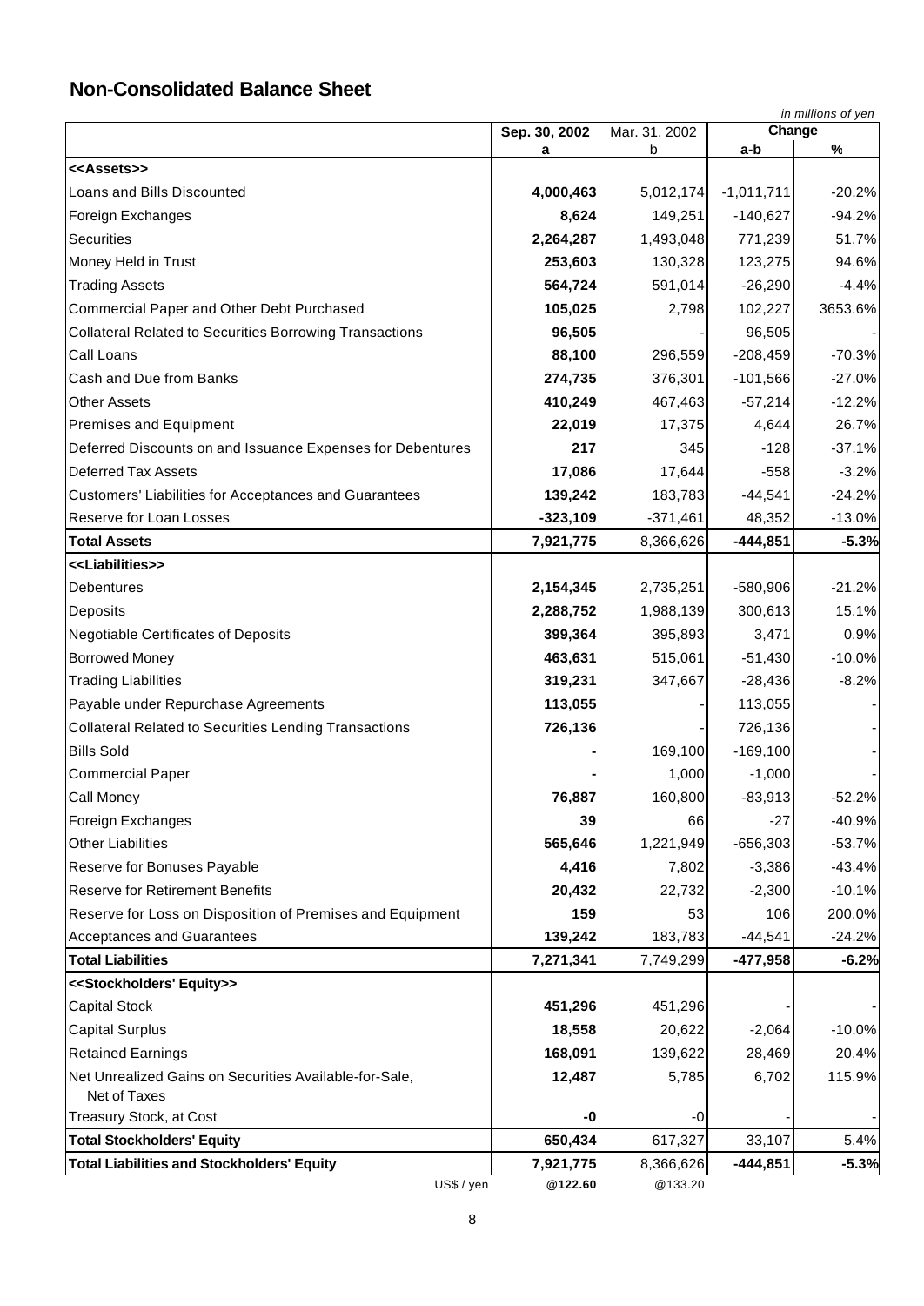## Non-Consolidated Balance Sheet

*in millions of yen*

| | Sep. 30, 2002 | Mar. 31, 2002 | Change | |
|---|---|---|---|---|
| | a | b | a-b | % |
| **<<Assets>>** | | | | |
| Loans and Bills Discounted | **4,000,463** | 5,012,174 | -1,011,711 | -20.2% |
| Foreign Exchanges | **8,624** | 149,251 | -140,627 | -94.2% |
| Securities | **2,264,287** | 1,493,048 | 771,239 | 51.7% |
| Money Held in Trust | **253,603** | 130,328 | 123,275 | 94.6% |
| Trading Assets | **564,724** | 591,014 | -26,290 | -4.4% |
| Commercial Paper and Other Debt Purchased | **105,025** | 2,798 | 102,227 | 3653.6% |
| Collateral Related to Securities Borrowing Transactions | **96,505** | - | 96,505 | - |
| Call Loans | **88,100** | 296,559 | -208,459 | -70.3% |
| Cash and Due from Banks | **274,735** | 376,301 | -101,566 | -27.0% |
| Other Assets | **410,249** | 467,463 | -57,214 | -12.2% |
| Premises and Equipment | **22,019** | 17,375 | 4,644 | 26.7% |
| Deferred Discounts on and Issuance Expenses for Debentures | **217** | 345 | -128 | -37.1% |
| Deferred Tax Assets | **17,086** | 17,644 | -558 | -3.2% |
| Customers' Liabilities for Acceptances and Guarantees | **139,242** | 183,783 | -44,541 | -24.2% |
| Reserve for Loan Losses | **-323,109** | -371,461 | 48,352 | -13.0% |
| **Total Assets** | **7,921,775** | 8,366,626 | **-444,851** | **-5.3%** |
| **<<Liabilities>>** | | | | |
| Debentures | **2,154,345** | 2,735,251 | -580,906 | -21.2% |
| Deposits | **2,288,752** | 1,988,139 | 300,613 | 15.1% |
| Negotiable Certificates of Deposits | **399,364** | 395,893 | 3,471 | 0.9% |
| Borrowed Money | **463,631** | 515,061 | -51,430 | -10.0% |
| Trading Liabilities | **319,231** | 347,667 | -28,436 | -8.2% |
| Payable under Repurchase Agreements | **113,055** | - | 113,055 | - |
| Collateral Related to Securities Lending Transactions | **726,136** | - | 726,136 | - |
| Bills Sold | **-** | 169,100 | -169,100 | - |
| Commercial Paper | **-** | 1,000 | -1,000 | - |
| Call Money | **76,887** | 160,800 | -83,913 | -52.2% |
| Foreign Exchanges | **39** | 66 | -27 | -40.9% |
| Other Liabilities | **565,646** | 1,221,949 | -656,303 | -53.7% |
| Reserve for Bonuses Payable | **4,416** | 7,802 | -3,386 | -43.4% |
| Reserve for Retirement Benefits | **20,432** | 22,732 | -2,300 | -10.1% |
| Reserve for Loss on Disposition of Premises and Equipment | **159** | 53 | 106 | 200.0% |
| Acceptances and Guarantees | **139,242** | 183,783 | -44,541 | -24.2% |
| **Total Liabilities** | **7,271,341** | 7,749,299 | **-477,958** | **-6.2%** |
| **<<Stockholders' Equity>>** | | | | |
| Capital Stock | **451,296** | 451,296 | - | - |
| Capital Surplus | **18,558** | 20,622 | -2,064 | -10.0% |
| Retained Earnings | **168,091** | 139,622 | 28,469 | 20.4% |
| Net Unrealized Gains on Securities Available-for-Sale, Net of Taxes | **12,487** | 5,785 | 6,702 | 115.9% |
| Treasury Stock, at Cost | **-0** | -0 | - | - |
| **Total Stockholders' Equity** | **650,434** | 617,327 | 33,107 | 5.4% |
| **Total Liabilities and Stockholders' Equity** | **7,921,775** | 8,366,626 | **-444,851** | **-5.3%** |
| US$ / yen | **@122.60** | @133.20 | | |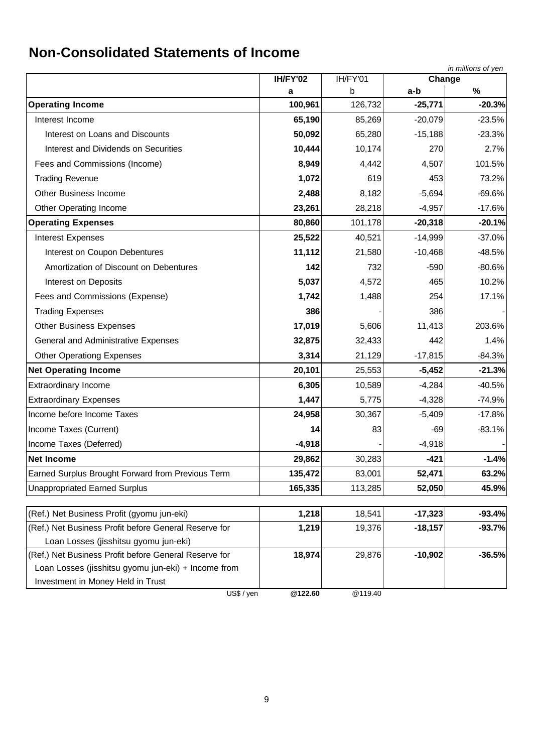# Non-Consolidated Statements of Income

*in millions of yen*

| | IH/FY'02 | IH/FY'01 | Change | |
|---|---|---|---|---|
| | a | b | a-b | % |
| **Operating Income** | **100,961** | 126,732 | **-25,771** | **-20.3%** |
| Interest Income | **65,190** | 85,269 | -20,079 | -23.5% |
| Interest on Loans and Discounts | **50,092** | 65,280 | -15,188 | -23.3% |
| Interest and Dividends on Securities | **10,444** | 10,174 | 270 | 2.7% |
| Fees and Commissions (Income) | **8,949** | 4,442 | 4,507 | 101.5% |
| Trading Revenue | **1,072** | 619 | 453 | 73.2% |
| Other Business Income | **2,488** | 8,182 | -5,694 | -69.6% |
| Other Operating Income | **23,261** | 28,218 | -4,957 | -17.6% |
| **Operating Expenses** | **80,860** | 101,178 | **-20,318** | **-20.1%** |
| Interest Expenses | **25,522** | 40,521 | -14,999 | -37.0% |
| Interest on Coupon Debentures | **11,112** | 21,580 | -10,468 | -48.5% |
| Amortization of Discount on Debentures | **142** | 732 | -590 | -80.6% |
| Interest on Deposits | **5,037** | 4,572 | 465 | 10.2% |
| Fees and Commissions (Expense) | **1,742** | 1,488 | 254 | 17.1% |
| Trading Expenses | **386** | - | 386 | - |
| Other Business Expenses | **17,019** | 5,606 | 11,413 | 203.6% |
| General and Administrative Expenses | **32,875** | 32,433 | 442 | 1.4% |
| Other Operationg Expenses | **3,314** | 21,129 | -17,815 | -84.3% |
| **Net Operating Income** | **20,101** | 25,553 | **-5,452** | **-21.3%** |
| Extraordinary Income | **6,305** | 10,589 | -4,284 | -40.5% |
| Extraordinary Expenses | **1,447** | 5,775 | -4,328 | -74.9% |
| Income before Income Taxes | **24,958** | 30,367 | -5,409 | -17.8% |
| Income Taxes (Current) | **14** | 83 | -69 | -83.1% |
| Income Taxes (Deferred) | **-4,918** | - | -4,918 | - |
| **Net Income** | **29,862** | 30,283 | **-421** | **-1.4%** |
| Earned Surplus Brought Forward from Previous Term | **135,472** | 83,001 | **52,471** | **63.2%** |
| Unappropriated Earned Surplus | **165,335** | 113,285 | **52,050** | **45.9%** |

| | IH/FY'02 | IH/FY'01 | a-b | % |
|---|---|---|---|---|
| (Ref.) Net Business Profit (gyomu jun-eki) | **1,218** | 18,541 | **-17,323** | **-93.4%** |
| (Ref.) Net Business Profit before General Reserve for Loan Losses (jisshitsu gyomu jun-eki) | **1,219** | 19,376 | **-18,157** | **-93.7%** |
| (Ref.) Net Business Profit before General Reserve for Loan Losses (jisshitsu gyomu jun-eki) + Income from Investment in Money Held in Trust | **18,974** | 29,876 | **-10,902** | **-36.5%** |
| US$ / yen | **@122.60** | @119.40 | | |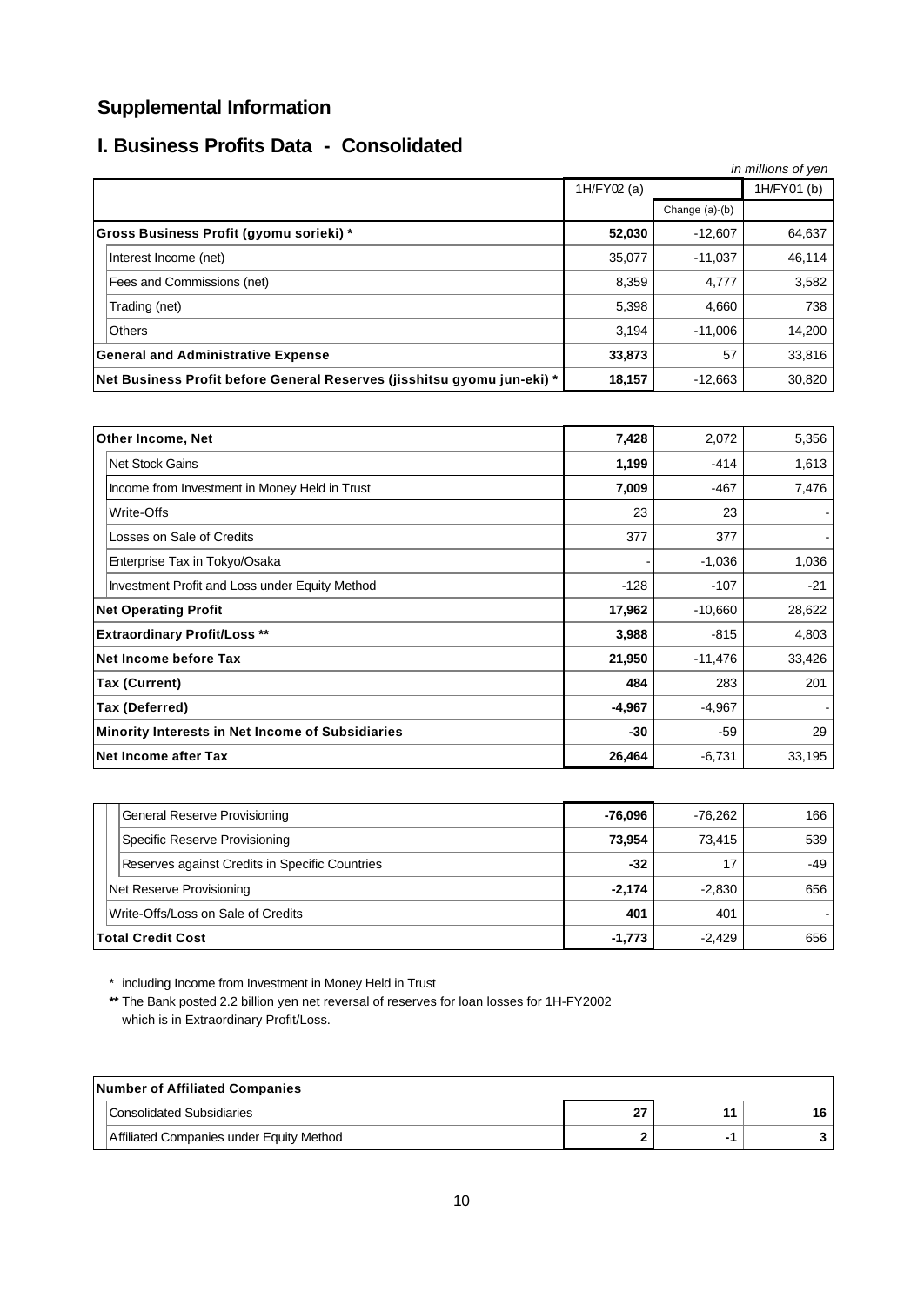## Supplemental Information

## I. Business Profits Data - Consolidated

*in millions of yen*

| | 1H/FY02 (a) | Change (a)-(b) | 1H/FY01 (b) |
|---|---|---|---|
| **Gross Business Profit (gyomu sorieki) *** | **52,030** | -12,607 | 64,637 |
| Interest Income (net) | 35,077 | -11,037 | 46,114 |
| Fees and Commissions (net) | 8,359 | 4,777 | 3,582 |
| Trading (net) | 5,398 | 4,660 | 738 |
| Others | 3,194 | -11,006 | 14,200 |
| **General and Administrative Expense** | **33,873** | 57 | 33,816 |
| **Net Business Profit before General Reserves (jisshitsu gyomu jun-eki) *** | **18,157** | -12,663 | 30,820 |

| | 1H/FY02 (a) | Change (a)-(b) | 1H/FY01 (b) |
|---|---|---|---|
| **Other Income, Net** | **7,428** | 2,072 | 5,356 |
| Net Stock Gains | **1,199** | -414 | 1,613 |
| Income from Investment in Money Held in Trust | **7,009** | -467 | 7,476 |
| Write-Offs | 23 | 23 | - |
| Losses on Sale of Credits | 377 | 377 | - |
| Enterprise Tax in Tokyo/Osaka | - | -1,036 | 1,036 |
| Investment Profit and Loss under Equity Method | -128 | -107 | -21 |
| **Net Operating Profit** | **17,962** | -10,660 | 28,622 |
| **Extraordinary Profit/Loss **** | **3,988** | -815 | 4,803 |
| **Net Income before Tax** | **21,950** | -11,476 | 33,426 |
| **Tax (Current)** | **484** | 283 | 201 |
| **Tax (Deferred)** | **-4,967** | -4,967 | - |
| **Minority Interests in Net Income of Subsidiaries** | **-30** | -59 | 29 |
| **Net Income after Tax** | **26,464** | -6,731 | 33,195 |

| | 1H/FY02 (a) | Change (a)-(b) | 1H/FY01 (b) |
|---|---|---|---|
| General Reserve Provisioning | **-76,096** | -76,262 | 166 |
| Specific Reserve Provisioning | **73,954** | 73,415 | 539 |
| Reserves against Credits in Specific Countries | **-32** | 17 | -49 |
| Net Reserve Provisioning | **-2,174** | -2,830 | 656 |
| Write-Offs/Loss on Sale of Credits | **401** | 401 | - |
| **Total Credit Cost** | **-1,773** | -2,429 | 656 |

\* including Income from Investment in Money Held in Trust

** The Bank posted 2.2 billion yen net reversal of reserves for loan losses for 1H-FY2002 which is in Extraordinary Profit/Loss.

| Number of Affiliated Companies | 1H/FY02 (a) | Change (a)-(b) | 1H/FY01 (b) |
|---|---|---|---|
| Consolidated Subsidiaries | **27** | **11** | **16** |
| Affiliated Companies under Equity Method | **2** | **-1** | **3** |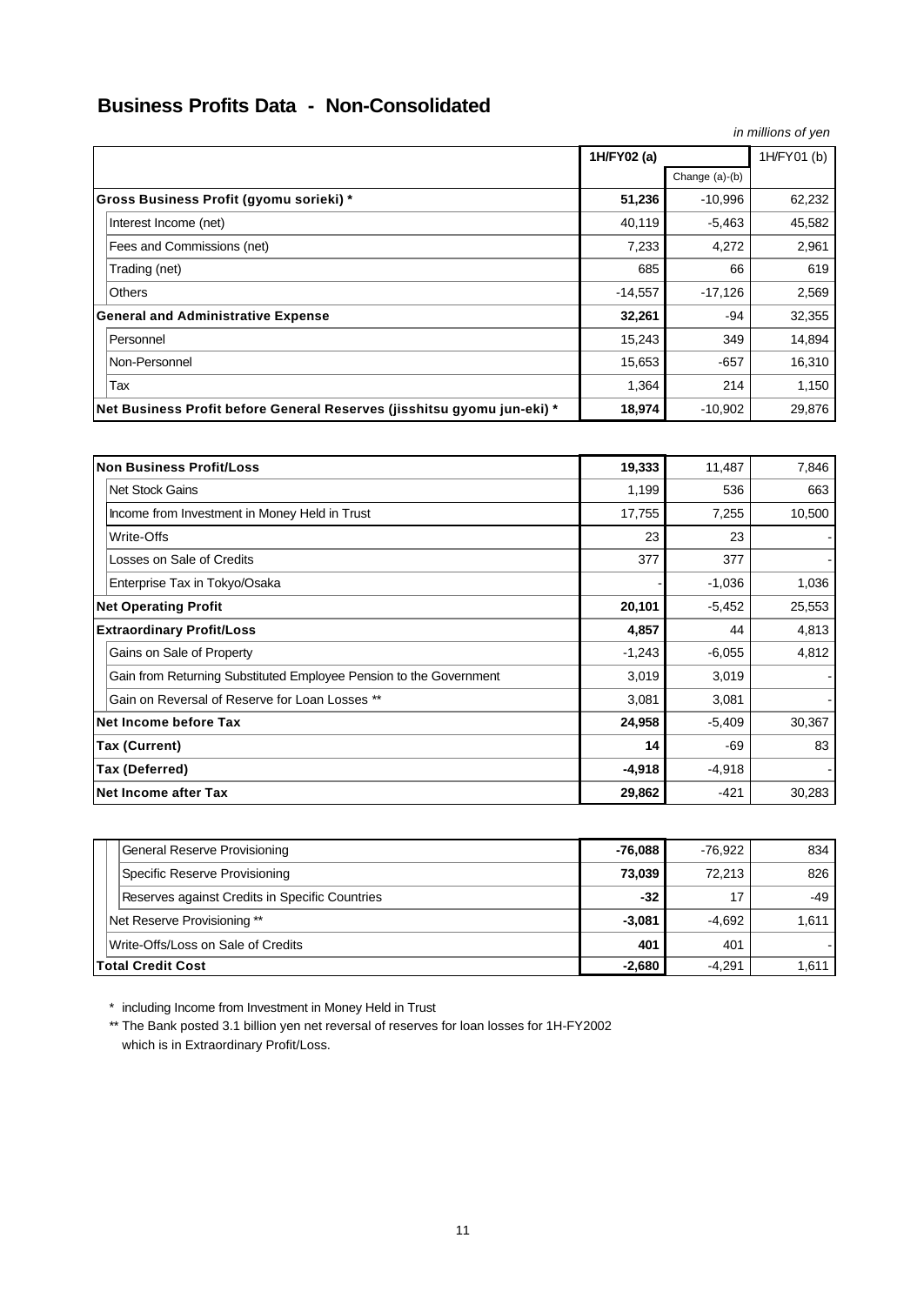## Business Profits Data - Non-Consolidated

*in millions of yen*

| | 1H/FY02 (a) | | 1H/FY01 (b) |
|---|---|---|---|
| | | Change (a)-(b) | |
| **Gross Business Profit (gyomu sorieki) *** | **51,236** | -10,996 | 62,232 |
| Interest Income (net) | 40,119 | -5,463 | 45,582 |
| Fees and Commissions (net) | 7,233 | 4,272 | 2,961 |
| Trading (net) | 685 | 66 | 619 |
| Others | -14,557 | -17,126 | 2,569 |
| **General and Administrative Expense** | **32,261** | -94 | 32,355 |
| Personnel | 15,243 | 349 | 14,894 |
| Non-Personnel | 15,653 | -657 | 16,310 |
| Tax | 1,364 | 214 | 1,150 |
| **Net Business Profit before General Reserves (jisshitsu gyomu jun-eki) *** | **18,974** | -10,902 | 29,876 |

| | 1H/FY02 (a) | Change (a)-(b) | 1H/FY01 (b) |
|---|---|---|---|
| **Non Business Profit/Loss** | **19,333** | 11,487 | 7,846 |
| Net Stock Gains | 1,199 | 536 | 663 |
| Income from Investment in Money Held in Trust | 17,755 | 7,255 | 10,500 |
| Write-Offs | 23 | 23 | - |
| Losses on Sale of Credits | 377 | 377 | - |
| Enterprise Tax in Tokyo/Osaka | - | -1,036 | 1,036 |
| **Net Operating Profit** | **20,101** | -5,452 | 25,553 |
| **Extraordinary Profit/Loss** | **4,857** | 44 | 4,813 |
| Gains on Sale of Property | -1,243 | -6,055 | 4,812 |
| Gain from Returning Substituted Employee Pension to the Government | 3,019 | 3,019 | - |
| Gain on Reversal of Reserve for Loan Losses ** | 3,081 | 3,081 | - |
| **Net Income before Tax** | **24,958** | -5,409 | 30,367 |
| **Tax (Current)** | **14** | -69 | 83 |
| **Tax (Deferred)** | **-4,918** | -4,918 | - |
| **Net Income after Tax** | **29,862** | -421 | 30,283 |

| | 1H/FY02 (a) | Change (a)-(b) | 1H/FY01 (b) |
|---|---|---|---|
| General Reserve Provisioning | **-76,088** | -76,922 | 834 |
| Specific Reserve Provisioning | **73,039** | 72,213 | 826 |
| Reserves against Credits in Specific Countries | **-32** | 17 | -49 |
| Net Reserve Provisioning ** | **-3,081** | -4,692 | 1,611 |
| Write-Offs/Loss on Sale of Credits | **401** | 401 | - |
| **Total Credit Cost** | **-2,680** | -4,291 | 1,611 |

\* including Income from Investment in Money Held in Trust

** The Bank posted 3.1 billion yen net reversal of reserves for loan losses for 1H-FY2002 which is in Extraordinary Profit/Loss.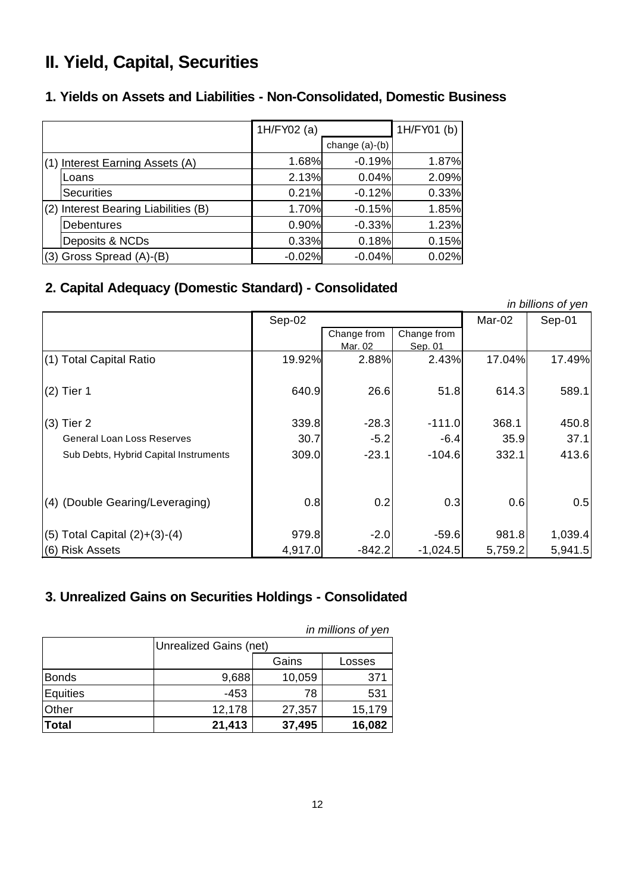# II. Yield, Capital, Securities

## 1. Yields on Assets and Liabilities - Non-Consolidated, Domestic Business

| | 1H/FY02 (a) | | 1H/FY01 (b) |
|---|---|---|---|
| | | change (a)-(b) | |
| (1) Interest Earning Assets (A) | 1.68% | -0.19% | 1.87% |
| Loans | 2.13% | 0.04% | 2.09% |
| Securities | 0.21% | -0.12% | 0.33% |
| (2) Interest Bearing Liabilities (B) | 1.70% | -0.15% | 1.85% |
| Debentures | 0.90% | -0.33% | 1.23% |
| Deposits & NCDs | 0.33% | 0.18% | 0.15% |
| (3) Gross Spread (A)-(B) | -0.02% | -0.04% | 0.02% |

## 2. Capital Adequacy (Domestic Standard) - Consolidated

*in billions of yen*

| | Sep-02 | | | Mar-02 | Sep-01 |
|---|---|---|---|---|---|
| | | Change from Mar. 02 | Change from Sep. 01 | | |
| (1) Total Capital Ratio | 19.92% | 2.88% | 2.43% | 17.04% | 17.49% |
| (2) Tier 1 | 640.9 | 26.6 | 51.8 | 614.3 | 589.1 |
| (3) Tier 2 | 339.8 | -28.3 | -111.0 | 368.1 | 450.8 |
| General Loan Loss Reserves | 30.7 | -5.2 | -6.4 | 35.9 | 37.1 |
| Sub Debts, Hybrid Capital Instruments | 309.0 | -23.1 | -104.6 | 332.1 | 413.6 |
| (4) (Double Gearing/Leveraging) | 0.8 | 0.2 | 0.3 | 0.6 | 0.5 |
| (5) Total Capital (2)+(3)-(4) | 979.8 | -2.0 | -59.6 | 981.8 | 1,039.4 |
| (6) Risk Assets | 4,917.0 | -842.2 | -1,024.5 | 5,759.2 | 5,941.5 |

## 3. Unrealized Gains on Securities Holdings - Consolidated

*in millions of yen*

| | Unrealized Gains (net) | | |
|---|---|---|---|
| | | Gains | Losses |
| Bonds | 9,688 | 10,059 | 371 |
| Equities | -453 | 78 | 531 |
| Other | 12,178 | 27,357 | 15,179 |
| **Total** | **21,413** | **37,495** | **16,082** |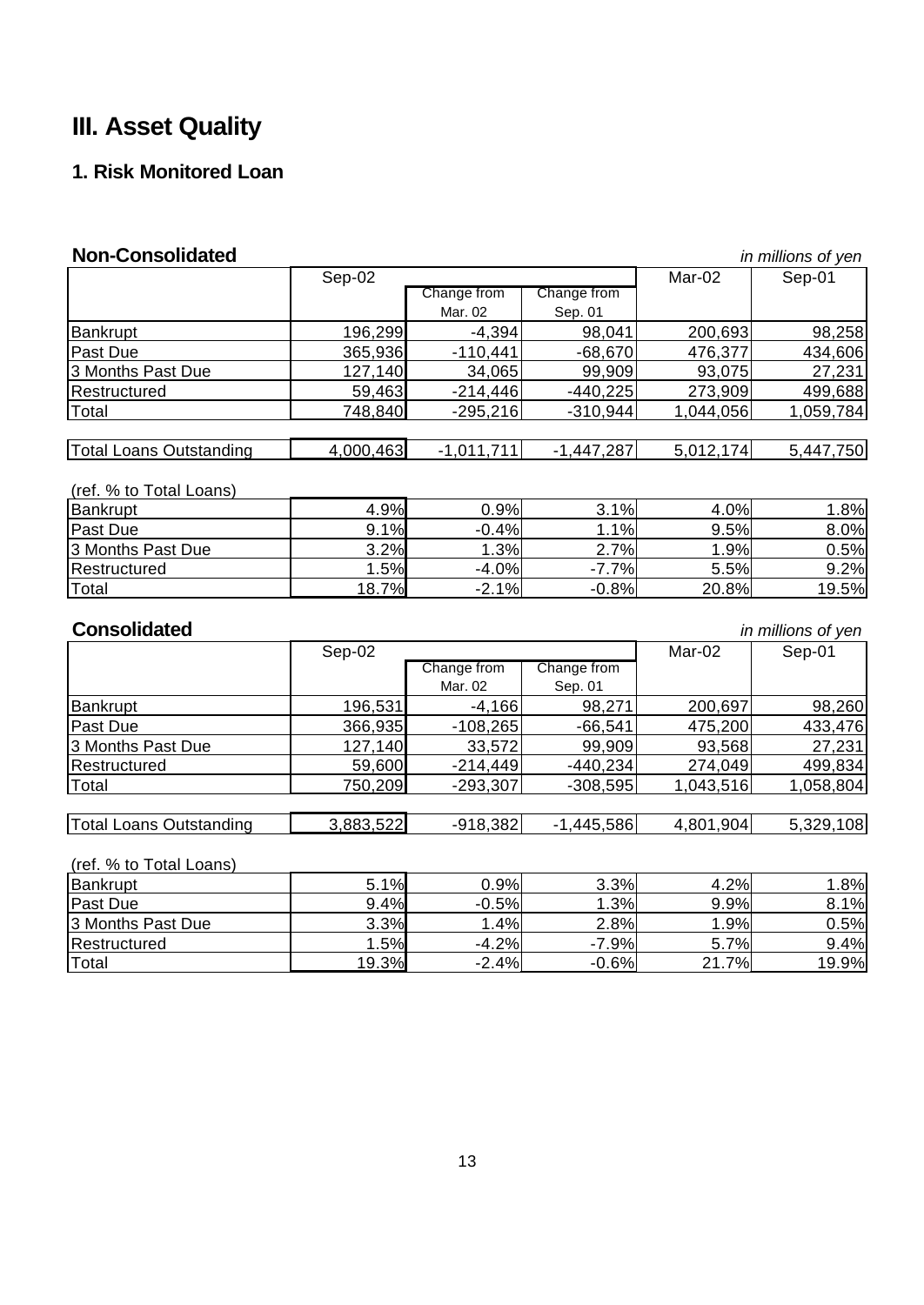# III. Asset Quality

## 1. Risk Monitored Loan

### Non-Consolidated

*in millions of yen*

| | Sep-02 | Change from Mar. 02 | Change from Sep. 01 | Mar-02 | Sep-01 |
|---|---|---|---|---|---|
| Bankrupt | 196,299 | -4,394 | 98,041 | 200,693 | 98,258 |
| Past Due | 365,936 | -110,441 | -68,670 | 476,377 | 434,606 |
| 3 Months Past Due | 127,140 | 34,065 | 99,909 | 93,075 | 27,231 |
| Restructured | 59,463 | -214,446 | -440,225 | 273,909 | 499,688 |
| Total | 748,840 | -295,216 | -310,944 | 1,044,056 | 1,059,784 |
| | | | | | |
| Total Loans Outstanding | 4,000,463 | -1,011,711 | -1,447,287 | 5,012,174 | 5,447,750 |
| | | | | | |
| (ref. % to Total Loans) | | | | | |
| Bankrupt | 4.9% | 0.9% | 3.1% | 4.0% | 1.8% |
| Past Due | 9.1% | -0.4% | 1.1% | 9.5% | 8.0% |
| 3 Months Past Due | 3.2% | 1.3% | 2.7% | 1.9% | 0.5% |
| Restructured | 1.5% | -4.0% | -7.7% | 5.5% | 9.2% |
| Total | 18.7% | -2.1% | -0.8% | 20.8% | 19.5% |

### Consolidated

*in millions of yen*

| | Sep-02 | Change from Mar. 02 | Change from Sep. 01 | Mar-02 | Sep-01 |
|---|---|---|---|---|---|
| Bankrupt | 196,531 | -4,166 | 98,271 | 200,697 | 98,260 |
| Past Due | 366,935 | -108,265 | -66,541 | 475,200 | 433,476 |
| 3 Months Past Due | 127,140 | 33,572 | 99,909 | 93,568 | 27,231 |
| Restructured | 59,600 | -214,449 | -440,234 | 274,049 | 499,834 |
| Total | 750,209 | -293,307 | -308,595 | 1,043,516 | 1,058,804 |
| | | | | | |
| Total Loans Outstanding | 3,883,522 | -918,382 | -1,445,586 | 4,801,904 | 5,329,108 |
| | | | | | |
| (ref. % to Total Loans) | | | | | |
| Bankrupt | 5.1% | 0.9% | 3.3% | 4.2% | 1.8% |
| Past Due | 9.4% | -0.5% | 1.3% | 9.9% | 8.1% |
| 3 Months Past Due | 3.3% | 1.4% | 2.8% | 1.9% | 0.5% |
| Restructured | 1.5% | -4.2% | -7.9% | 5.7% | 9.4% |
| Total | 19.3% | -2.4% | -0.6% | 21.7% | 19.9% |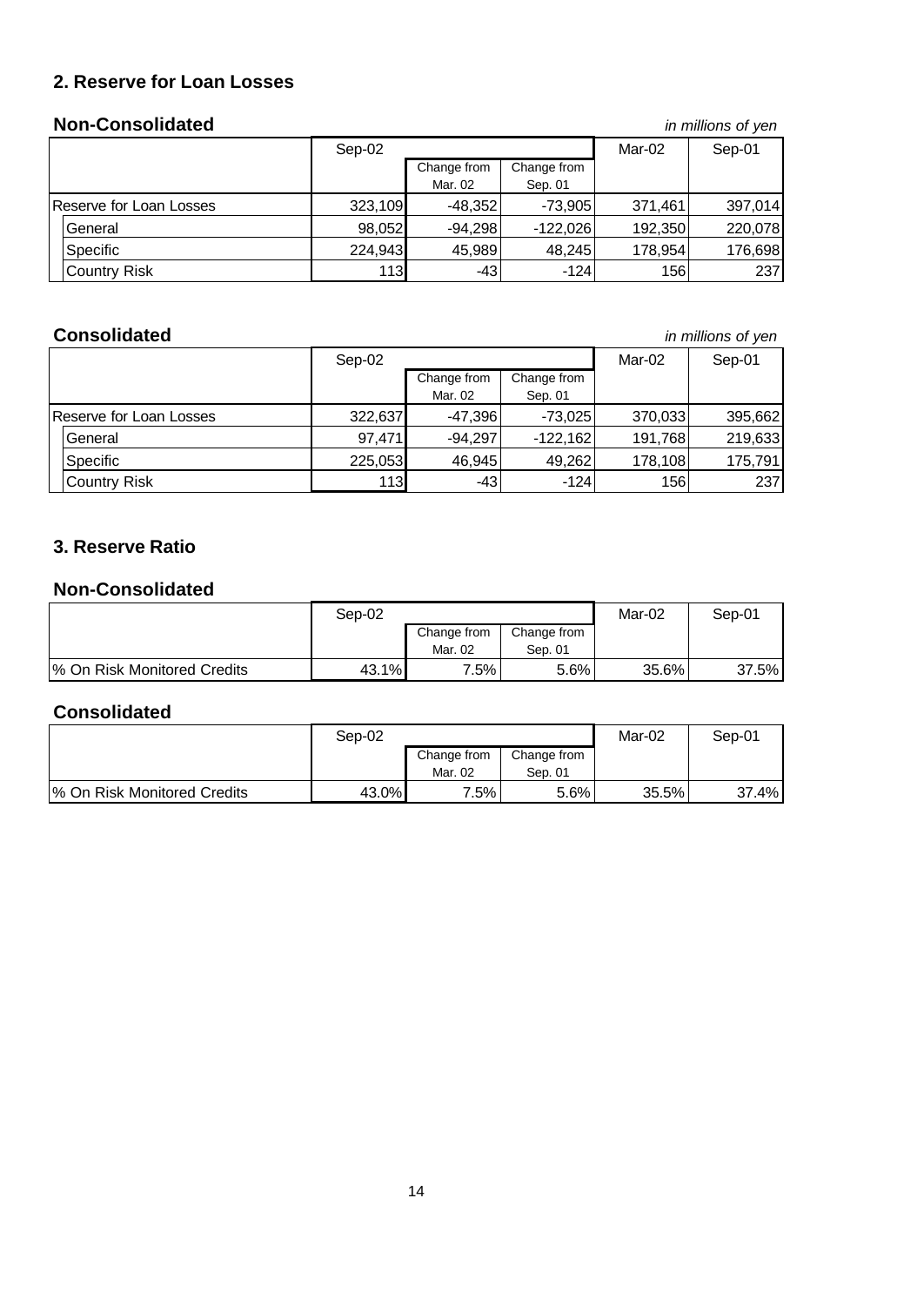## 2. Reserve for Loan Losses

### Non-Consolidated

*in millions of yen*

| | Sep-02 | Change from Mar. 02 | Change from Sep. 01 | Mar-02 | Sep-01 |
|---|---|---|---|---|---|
| Reserve for Loan Losses | 323,109 | -48,352 | -73,905 | 371,461 | 397,014 |
| General | 98,052 | -94,298 | -122,026 | 192,350 | 220,078 |
| Specific | 224,943 | 45,989 | 48,245 | 178,954 | 176,698 |
| Country Risk | 113 | -43 | -124 | 156 | 237 |

### Consolidated

*in millions of yen*

| | Sep-02 | Change from Mar. 02 | Change from Sep. 01 | Mar-02 | Sep-01 |
|---|---|---|---|---|---|
| Reserve for Loan Losses | 322,637 | -47,396 | -73,025 | 370,033 | 395,662 |
| General | 97,471 | -94,297 | -122,162 | 191,768 | 219,633 |
| Specific | 225,053 | 46,945 | 49,262 | 178,108 | 175,791 |
| Country Risk | 113 | -43 | -124 | 156 | 237 |

## 3. Reserve Ratio

### Non-Consolidated

| | Sep-02 | Change from Mar. 02 | Change from Sep. 01 | Mar-02 | Sep-01 |
|---|---|---|---|---|---|
| % On Risk Monitored Credits | 43.1% | 7.5% | 5.6% | 35.6% | 37.5% |

### Consolidated

| | Sep-02 | Change from Mar. 02 | Change from Sep. 01 | Mar-02 | Sep-01 |
|---|---|---|---|---|---|
| % On Risk Monitored Credits | 43.0% | 7.5% | 5.6% | 35.5% | 37.4% |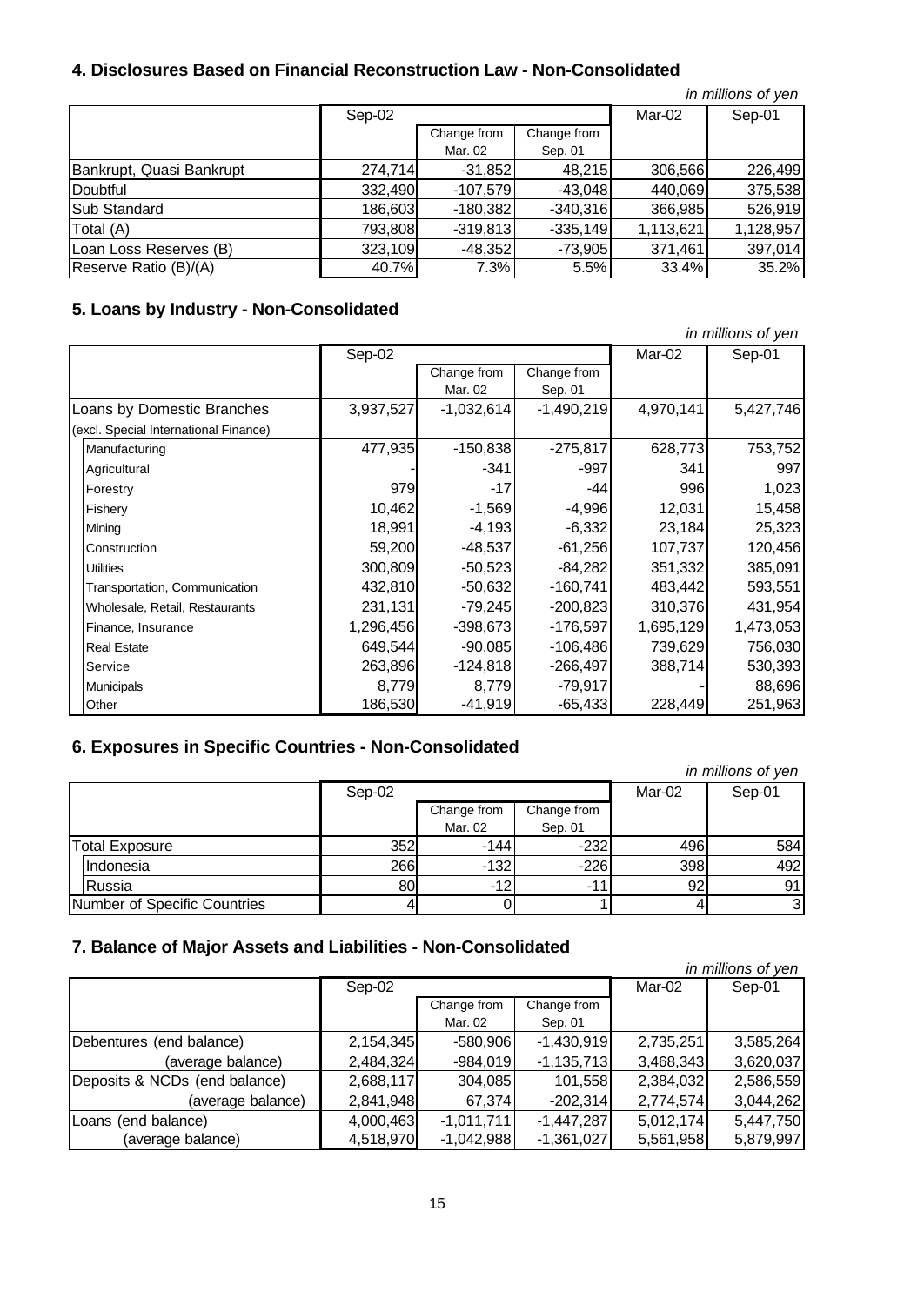## 4. Disclosures Based on Financial Reconstruction Law - Non-Consolidated

*in millions of yen*

| | Sep-02 | Change from Mar. 02 | Change from Sep. 01 | Mar-02 | Sep-01 |
|---|---|---|---|---|---|
| Bankrupt, Quasi Bankrupt | 274,714 | -31,852 | 48,215 | 306,566 | 226,499 |
| Doubtful | 332,490 | -107,579 | -43,048 | 440,069 | 375,538 |
| Sub Standard | 186,603 | -180,382 | -340,316 | 366,985 | 526,919 |
| Total (A) | 793,808 | -319,813 | -335,149 | 1,113,621 | 1,128,957 |
| Loan Loss Reserves (B) | 323,109 | -48,352 | -73,905 | 371,461 | 397,014 |
| Reserve Ratio (B)/(A) | 40.7% | 7.3% | 5.5% | 33.4% | 35.2% |

## 5. Loans by Industry - Non-Consolidated

*in millions of yen*

| | Sep-02 | Change from Mar. 02 | Change from Sep. 01 | Mar-02 | Sep-01 |
|---|---|---|---|---|---|
| Loans by Domestic Branches (excl. Special International Finance) | 3,937,527 | -1,032,614 | -1,490,219 | 4,970,141 | 5,427,746 |
| Manufacturing | 477,935 | -150,838 | -275,817 | 628,773 | 753,752 |
| Agricultural | - | -341 | -997 | 341 | 997 |
| Forestry | 979 | -17 | -44 | 996 | 1,023 |
| Fishery | 10,462 | -1,569 | -4,996 | 12,031 | 15,458 |
| Mining | 18,991 | -4,193 | -6,332 | 23,184 | 25,323 |
| Construction | 59,200 | -48,537 | -61,256 | 107,737 | 120,456 |
| Utilities | 300,809 | -50,523 | -84,282 | 351,332 | 385,091 |
| Transportation, Communication | 432,810 | -50,632 | -160,741 | 483,442 | 593,551 |
| Wholesale, Retail, Restaurants | 231,131 | -79,245 | -200,823 | 310,376 | 431,954 |
| Finance, Insurance | 1,296,456 | -398,673 | -176,597 | 1,695,129 | 1,473,053 |
| Real Estate | 649,544 | -90,085 | -106,486 | 739,629 | 756,030 |
| Service | 263,896 | -124,818 | -266,497 | 388,714 | 530,393 |
| Municipals | 8,779 | 8,779 | -79,917 | - | 88,696 |
| Other | 186,530 | -41,919 | -65,433 | 228,449 | 251,963 |

## 6. Exposures in Specific Countries - Non-Consolidated

*in millions of yen*

| | Sep-02 | Change from Mar. 02 | Change from Sep. 01 | Mar-02 | Sep-01 |
|---|---|---|---|---|---|
| Total Exposure | 352 | -144 | -232 | 496 | 584 |
| Indonesia | 266 | -132 | -226 | 398 | 492 |
| Russia | 80 | -12 | -11 | 92 | 91 |
| Number of Specific Countries | 4 | 0 | 1 | 4 | 3 |

## 7. Balance of Major Assets and Liabilities - Non-Consolidated

*in millions of yen*

| | Sep-02 | Change from Mar. 02 | Change from Sep. 01 | Mar-02 | Sep-01 |
|---|---|---|---|---|---|
| Debentures (end balance) | 2,154,345 | -580,906 | -1,430,919 | 2,735,251 | 3,585,264 |
| (average balance) | 2,484,324 | -984,019 | -1,135,713 | 3,468,343 | 3,620,037 |
| Deposits & NCDs (end balance) | 2,688,117 | 304,085 | 101,558 | 2,384,032 | 2,586,559 |
| (average balance) | 2,841,948 | 67,374 | -202,314 | 2,774,574 | 3,044,262 |
| Loans (end balance) | 4,000,463 | -1,011,711 | -1,447,287 | 5,012,174 | 5,447,750 |
| (average balance) | 4,518,970 | -1,042,988 | -1,361,027 | 5,561,958 | 5,879,997 |